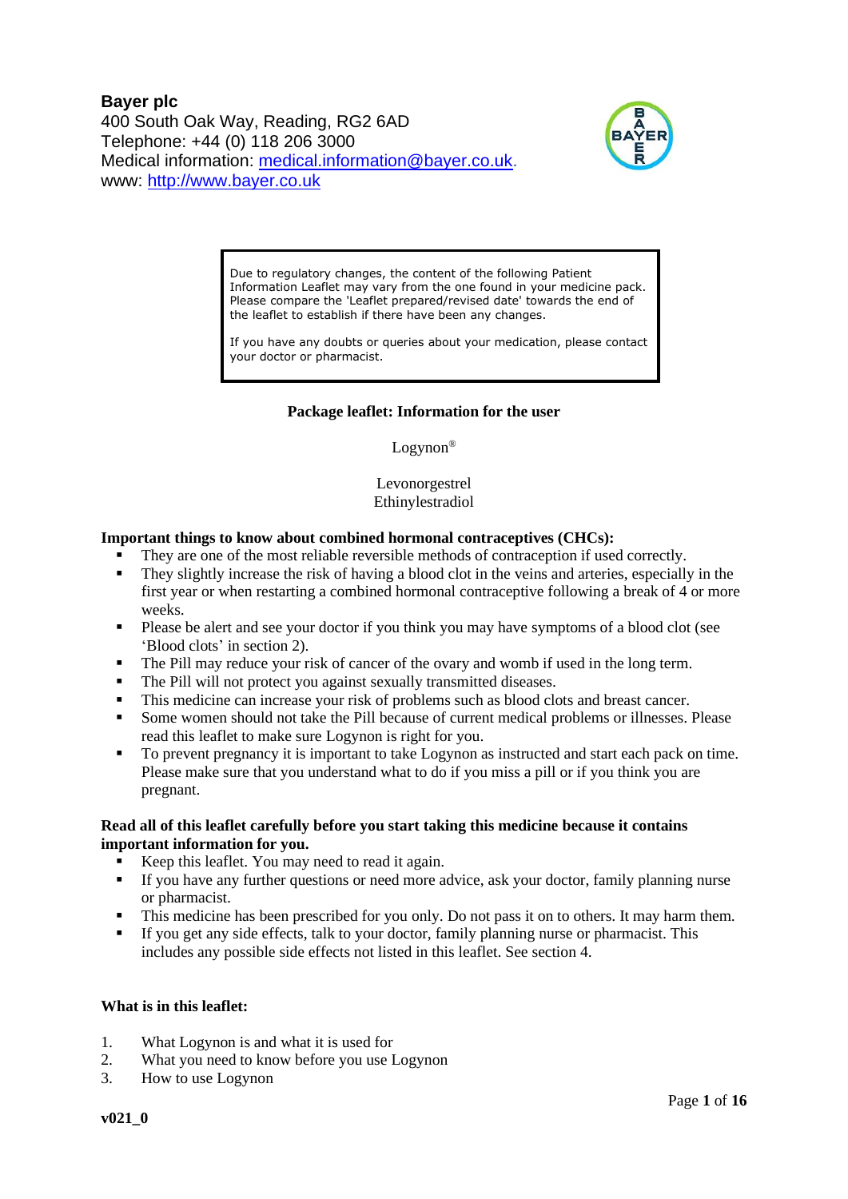**Bayer plc**
400 South Oak Way, Reading, RG2 6AD
Telephone: +44 (0) 118 206 3000
Medical information: medical.information@bayer.co.uk.
www: http://www.bayer.co.uk

> Due to regulatory changes, the content of the following Patient Information Leaflet may vary from the one found in your medicine pack. Please compare the 'Leaflet prepared/revised date' towards the end of the leaflet to establish if there have been any changes.
>
> If you have any doubts or queries about your medication, please contact your doctor or pharmacist.

**Package leaflet: Information for the user**

Logynon®

Levonorgestrel
Ethinylestradiol

**Important things to know about combined hormonal contraceptives (CHCs):**

- They are one of the most reliable reversible methods of contraception if used correctly.
- They slightly increase the risk of having a blood clot in the veins and arteries, especially in the first year or when restarting a combined hormonal contraceptive following a break of 4 or more weeks.
- Please be alert and see your doctor if you think you may have symptoms of a blood clot (see 'Blood clots' in section 2).
- The Pill may reduce your risk of cancer of the ovary and womb if used in the long term.
- The Pill will not protect you against sexually transmitted diseases.
- This medicine can increase your risk of problems such as blood clots and breast cancer.
- Some women should not take the Pill because of current medical problems or illnesses. Please read this leaflet to make sure Logynon is right for you.
- To prevent pregnancy it is important to take Logynon as instructed and start each pack on time. Please make sure that you understand what to do if you miss a pill or if you think you are pregnant.

**Read all of this leaflet carefully before you start taking this medicine because it contains important information for you.**

- Keep this leaflet. You may need to read it again.
- If you have any further questions or need more advice, ask your doctor, family planning nurse or pharmacist.
- This medicine has been prescribed for you only. Do not pass it on to others. It may harm them.
- If you get any side effects, talk to your doctor, family planning nurse or pharmacist. This includes any possible side effects not listed in this leaflet. See section 4.

**What is in this leaflet:**

1. What Logynon is and what it is used for
2. What you need to know before you use Logynon
3. How to use Logynon

**v021_0**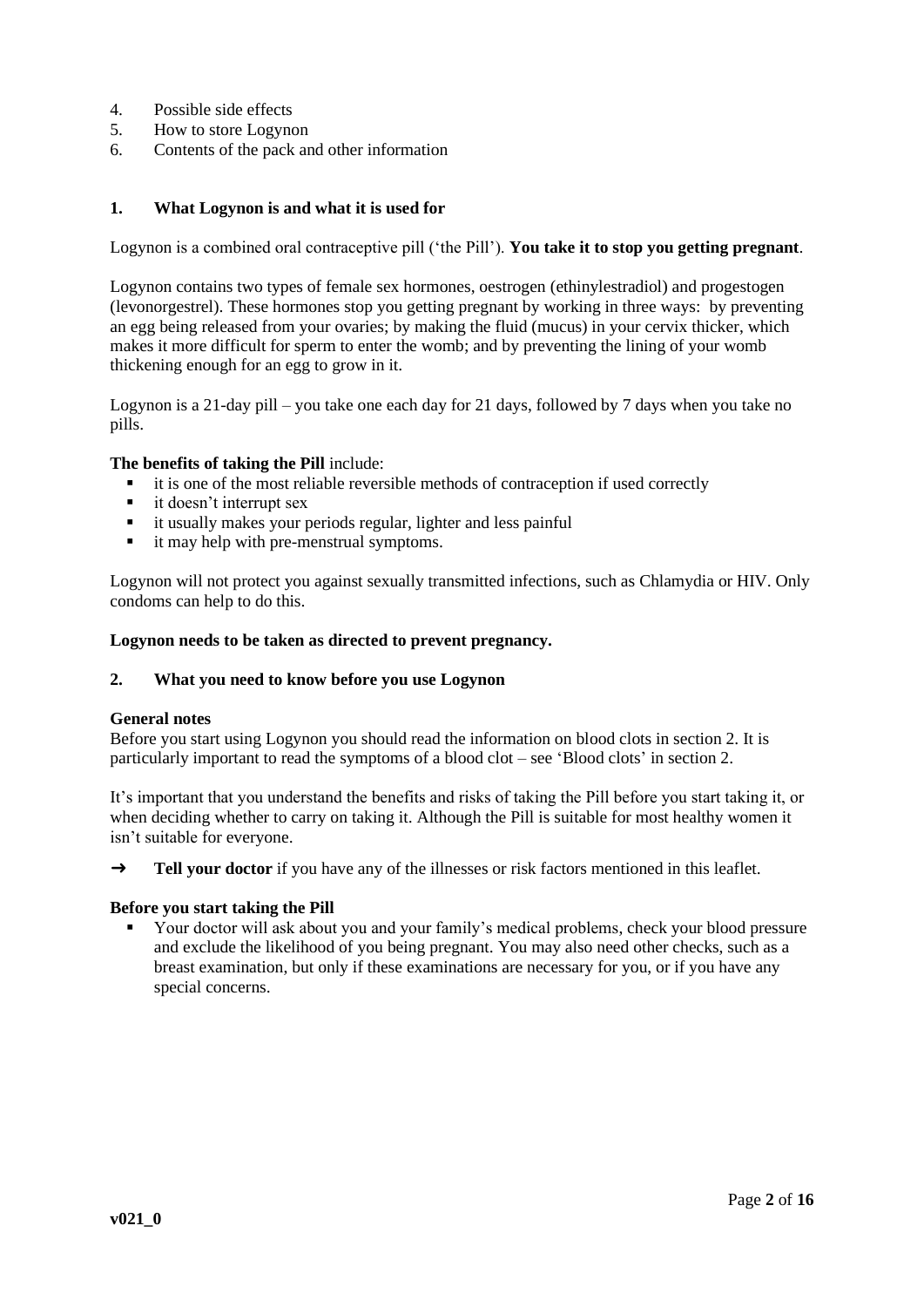4. Possible side effects
5. How to store Logynon
6. Contents of the pack and other information

## 1. What Logynon is and what it is used for

Logynon is a combined oral contraceptive pill ('the Pill'). **You take it to stop you getting pregnant**.

Logynon contains two types of female sex hormones, oestrogen (ethinylestradiol) and progestogen (levonorgestrel). These hormones stop you getting pregnant by working in three ways: by preventing an egg being released from your ovaries; by making the fluid (mucus) in your cervix thicker, which makes it more difficult for sperm to enter the womb; and by preventing the lining of your womb thickening enough for an egg to grow in it.

Logynon is a 21-day pill – you take one each day for 21 days, followed by 7 days when you take no pills.

**The benefits of taking the Pill** include:

- it is one of the most reliable reversible methods of contraception if used correctly
- it doesn't interrupt sex
- it usually makes your periods regular, lighter and less painful
- it may help with pre-menstrual symptoms.

Logynon will not protect you against sexually transmitted infections, such as Chlamydia or HIV. Only condoms can help to do this.

**Logynon needs to be taken as directed to prevent pregnancy.**

## 2. What you need to know before you use Logynon

**General notes**

Before you start using Logynon you should read the information on blood clots in section 2. It is particularly important to read the symptoms of a blood clot – see 'Blood clots' in section 2.

It's important that you understand the benefits and risks of taking the Pill before you start taking it, or when deciding whether to carry on taking it. Although the Pill is suitable for most healthy women it isn't suitable for everyone.

→ **Tell your doctor** if you have any of the illnesses or risk factors mentioned in this leaflet.

**Before you start taking the Pill**

- Your doctor will ask about you and your family's medical problems, check your blood pressure and exclude the likelihood of you being pregnant. You may also need other checks, such as a breast examination, but only if these examinations are necessary for you, or if you have any special concerns.

**v021_0**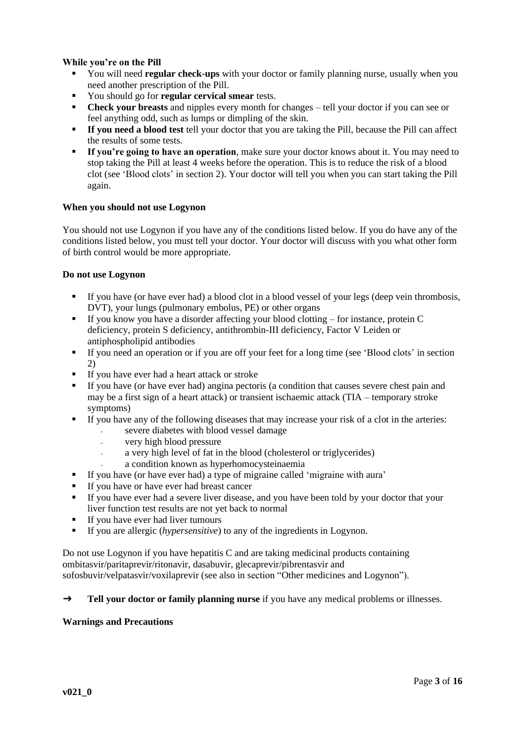**While you're on the Pill**

- You will need **regular check-ups** with your doctor or family planning nurse, usually when you need another prescription of the Pill.
- You should go for **regular cervical smear** tests.
- **Check your breasts** and nipples every month for changes – tell your doctor if you can see or feel anything odd, such as lumps or dimpling of the skin.
- **If you need a blood test** tell your doctor that you are taking the Pill, because the Pill can affect the results of some tests.
- **If you're going to have an operation**, make sure your doctor knows about it. You may need to stop taking the Pill at least 4 weeks before the operation. This is to reduce the risk of a blood clot (see 'Blood clots' in section 2). Your doctor will tell you when you can start taking the Pill again.

**When you should not use Logynon**

You should not use Logynon if you have any of the conditions listed below. If you do have any of the conditions listed below, you must tell your doctor. Your doctor will discuss with you what other form of birth control would be more appropriate.

**Do not use Logynon**

- If you have (or have ever had) a blood clot in a blood vessel of your legs (deep vein thrombosis, DVT), your lungs (pulmonary embolus, PE) or other organs
- If you know you have a disorder affecting your blood clotting – for instance, protein C deficiency, protein S deficiency, antithrombin-III deficiency, Factor V Leiden or antiphospholipid antibodies
- If you need an operation or if you are off your feet for a long time (see 'Blood clots' in section 2)
- If you have ever had a heart attack or stroke
- If you have (or have ever had) angina pectoris (a condition that causes severe chest pain and may be a first sign of a heart attack) or transient ischaemic attack (TIA – temporary stroke symptoms)
- If you have any of the following diseases that may increase your risk of a clot in the arteries:
  - severe diabetes with blood vessel damage
  - very high blood pressure
  - a very high level of fat in the blood (cholesterol or triglycerides)
  - a condition known as hyperhomocysteinaemia
- If you have (or have ever had) a type of migraine called 'migraine with aura'
- If you have or have ever had breast cancer
- If you have ever had a severe liver disease, and you have been told by your doctor that your liver function test results are not yet back to normal
- If you have ever had liver tumours
- If you are allergic (*hypersensitive*) to any of the ingredients in Logynon.

Do not use Logynon if you have hepatitis C and are taking medicinal products containing ombitasvir/paritaprevir/ritonavir, dasabuvir, glecaprevir/pibrentasvir and sofosbuvir/velpatasvir/voxilaprevir (see also in section "Other medicines and Logynon").

➜ **Tell your doctor or family planning nurse** if you have any medical problems or illnesses.

**Warnings and Precautions**

**v021_0**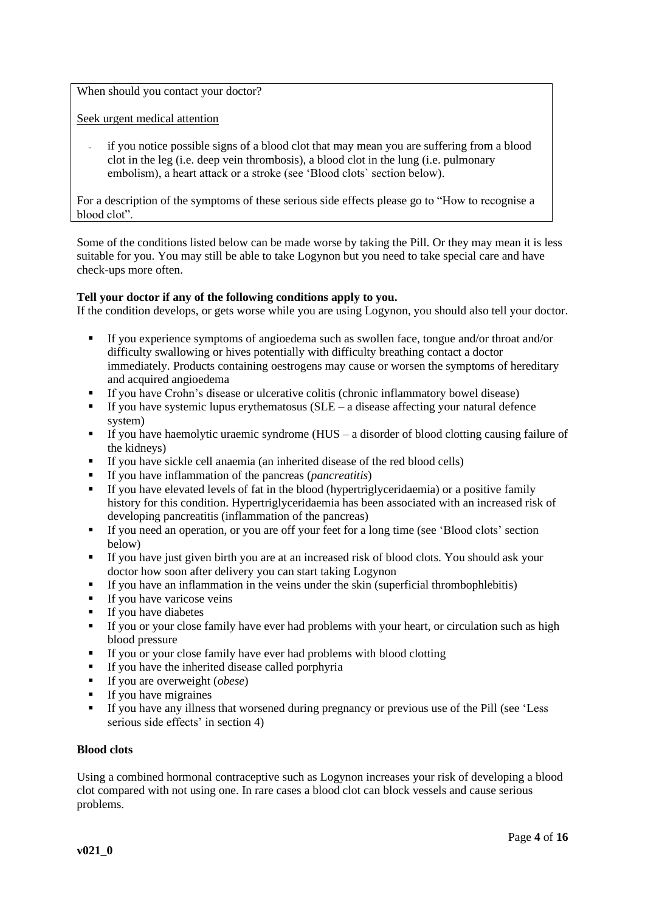When should you contact your doctor?

Seek urgent medical attention

- if you notice possible signs of a blood clot that may mean you are suffering from a blood clot in the leg (i.e. deep vein thrombosis), a blood clot in the lung (i.e. pulmonary embolism), a heart attack or a stroke (see 'Blood clots` section below).

For a description of the symptoms of these serious side effects please go to "How to recognise a blood clot".

Some of the conditions listed below can be made worse by taking the Pill. Or they may mean it is less suitable for you. You may still be able to take Logynon but you need to take special care and have check-ups more often.

**Tell your doctor if any of the following conditions apply to you.**
If the condition develops, or gets worse while you are using Logynon, you should also tell your doctor.

- If you experience symptoms of angioedema such as swollen face, tongue and/or throat and/or difficulty swallowing or hives potentially with difficulty breathing contact a doctor immediately. Products containing oestrogens may cause or worsen the symptoms of hereditary and acquired angioedema
- If you have Crohn's disease or ulcerative colitis (chronic inflammatory bowel disease)
- If you have systemic lupus erythematosus (SLE – a disease affecting your natural defence system)
- If you have haemolytic uraemic syndrome (HUS – a disorder of blood clotting causing failure of the kidneys)
- If you have sickle cell anaemia (an inherited disease of the red blood cells)
- If you have inflammation of the pancreas (*pancreatitis*)
- If you have elevated levels of fat in the blood (hypertriglyceridaemia) or a positive family history for this condition. Hypertriglyceridaemia has been associated with an increased risk of developing pancreatitis (inflammation of the pancreas)
- If you need an operation, or you are off your feet for a long time (see 'Blood clots' section below)
- If you have just given birth you are at an increased risk of blood clots. You should ask your doctor how soon after delivery you can start taking Logynon
- If you have an inflammation in the veins under the skin (superficial thrombophlebitis)
- If you have varicose veins
- If you have diabetes
- If you or your close family have ever had problems with your heart, or circulation such as high blood pressure
- If you or your close family have ever had problems with blood clotting
- If you have the inherited disease called porphyria
- If you are overweight (*obese*)
- If you have migraines
- If you have any illness that worsened during pregnancy or previous use of the Pill (see 'Less serious side effects' in section 4)

**Blood clots**

Using a combined hormonal contraceptive such as Logynon increases your risk of developing a blood clot compared with not using one. In rare cases a blood clot can block vessels and cause serious problems.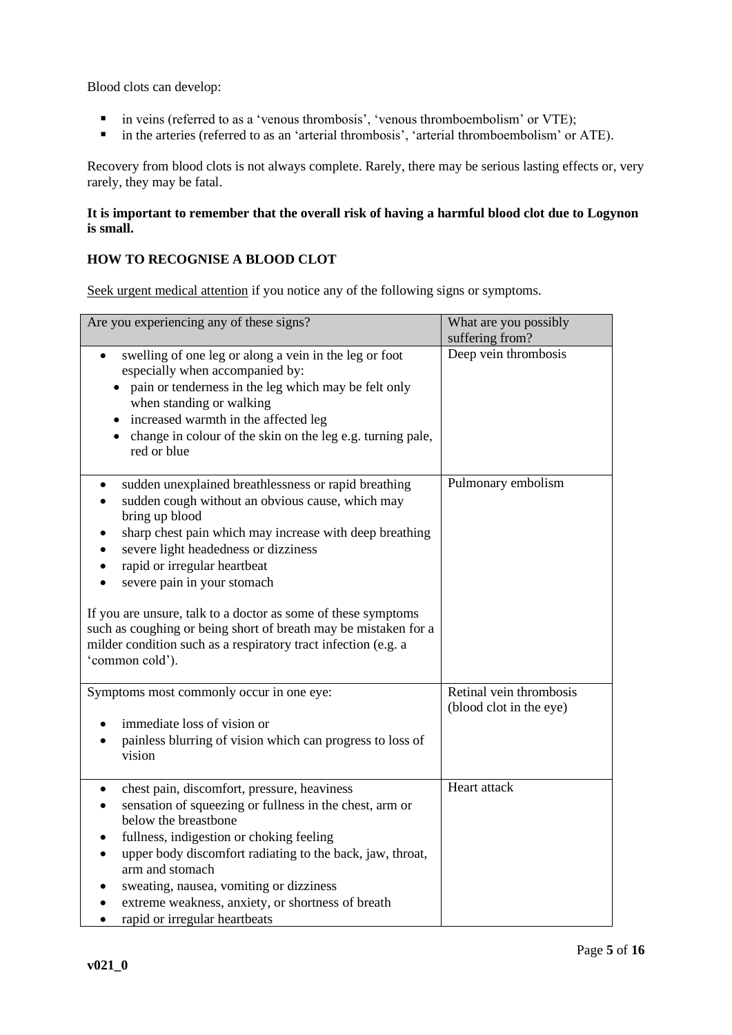Blood clots can develop:

- in veins (referred to as a 'venous thrombosis', 'venous thromboembolism' or VTE);
- in the arteries (referred to as an 'arterial thrombosis', 'arterial thromboembolism' or ATE).

Recovery from blood clots is not always complete. Rarely, there may be serious lasting effects or, very rarely, they may be fatal.

**It is important to remember that the overall risk of having a harmful blood clot due to Logynon is small.**

**HOW TO RECOGNISE A BLOOD CLOT**

Seek urgent medical attention if you notice any of the following signs or symptoms.

| Are you experiencing any of these signs? | What are you possibly suffering from? |
|---|---|
| • swelling of one leg or along a vein in the leg or foot especially when accompanied by:<br>• pain or tenderness in the leg which may be felt only when standing or walking<br>• increased warmth in the affected leg<br>• change in colour of the skin on the leg e.g. turning pale, red or blue | Deep vein thrombosis |
| • sudden unexplained breathlessness or rapid breathing<br>• sudden cough without an obvious cause, which may bring up blood<br>• sharp chest pain which may increase with deep breathing<br>• severe light headedness or dizziness<br>• rapid or irregular heartbeat<br>• severe pain in your stomach<br><br>If you are unsure, talk to a doctor as some of these symptoms such as coughing or being short of breath may be mistaken for a milder condition such as a respiratory tract infection (e.g. a 'common cold'). | Pulmonary embolism |
| Symptoms most commonly occur in one eye:<br><br>• immediate loss of vision or<br>• painless blurring of vision which can progress to loss of vision | Retinal vein thrombosis (blood clot in the eye) |
| • chest pain, discomfort, pressure, heaviness<br>• sensation of squeezing or fullness in the chest, arm or below the breastbone<br>• fullness, indigestion or choking feeling<br>• upper body discomfort radiating to the back, jaw, throat, arm and stomach<br>• sweating, nausea, vomiting or dizziness<br>• extreme weakness, anxiety, or shortness of breath<br>• rapid or irregular heartbeats | Heart attack |

v021_0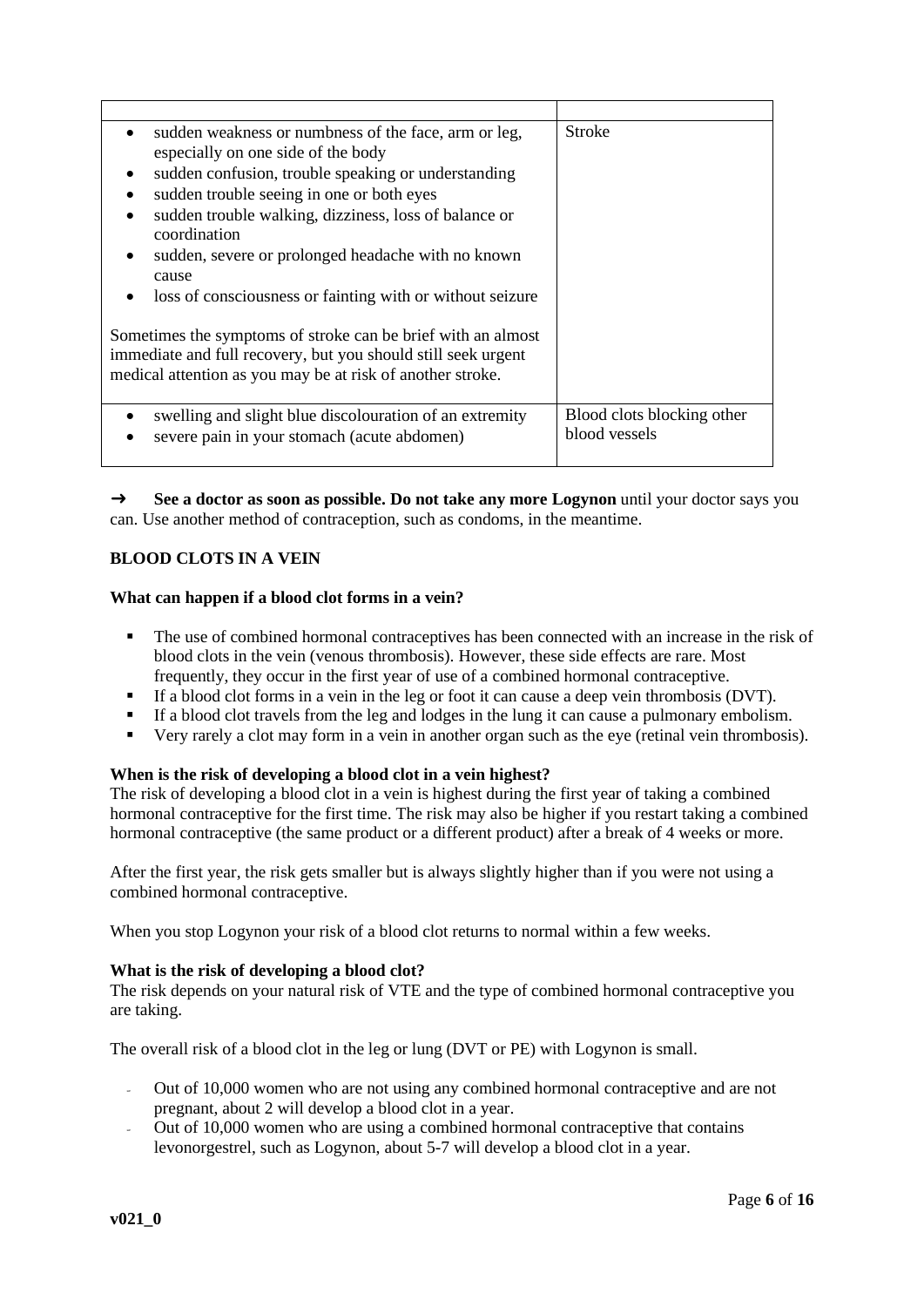| | |
|---|---|
| <ul><li>sudden weakness or numbness of the face, arm or leg, especially on one side of the body</li><li>sudden confusion, trouble speaking or understanding</li><li>sudden trouble seeing in one or both eyes</li><li>sudden trouble walking, dizziness, loss of balance or coordination</li><li>sudden, severe or prolonged headache with no known cause</li><li>loss of consciousness or fainting with or without seizure</li></ul>Sometimes the symptoms of stroke can be brief with an almost immediate and full recovery, but you should still seek urgent medical attention as you may be at risk of another stroke. | Stroke |
| <ul><li>swelling and slight blue discolouration of an extremity</li><li>severe pain in your stomach (acute abdomen)</li></ul> | Blood clots blocking other blood vessels |

→ **See a doctor as soon as possible. Do not take any more Logynon** until your doctor says you can. Use another method of contraception, such as condoms, in the meantime.

**BLOOD CLOTS IN A VEIN**

**What can happen if a blood clot forms in a vein?**

- The use of combined hormonal contraceptives has been connected with an increase in the risk of blood clots in the vein (venous thrombosis). However, these side effects are rare. Most frequently, they occur in the first year of use of a combined hormonal contraceptive.
- If a blood clot forms in a vein in the leg or foot it can cause a deep vein thrombosis (DVT).
- If a blood clot travels from the leg and lodges in the lung it can cause a pulmonary embolism.
- Very rarely a clot may form in a vein in another organ such as the eye (retinal vein thrombosis).

**When is the risk of developing a blood clot in a vein highest?**

The risk of developing a blood clot in a vein is highest during the first year of taking a combined hormonal contraceptive for the first time. The risk may also be higher if you restart taking a combined hormonal contraceptive (the same product or a different product) after a break of 4 weeks or more.

After the first year, the risk gets smaller but is always slightly higher than if you were not using a combined hormonal contraceptive.

When you stop Logynon your risk of a blood clot returns to normal within a few weeks.

**What is the risk of developing a blood clot?**

The risk depends on your natural risk of VTE and the type of combined hormonal contraceptive you are taking.

The overall risk of a blood clot in the leg or lung (DVT or PE) with Logynon is small.

- Out of 10,000 women who are not using any combined hormonal contraceptive and are not pregnant, about 2 will develop a blood clot in a year.
- Out of 10,000 women who are using a combined hormonal contraceptive that contains levonorgestrel, such as Logynon, about 5-7 will develop a blood clot in a year.

**v021_0**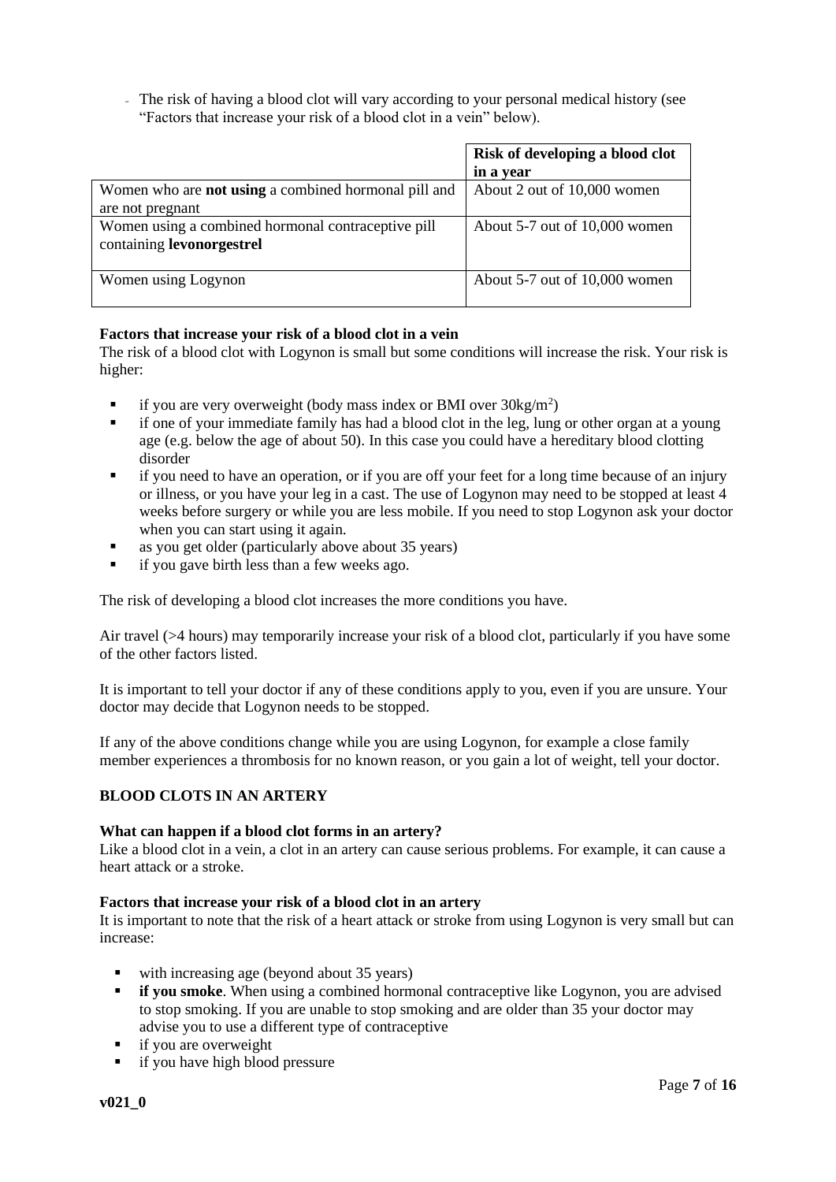- The risk of having a blood clot will vary according to your personal medical history (see "Factors that increase your risk of a blood clot in a vein" below).

| | **Risk of developing a blood clot in a year** |
|---|---|
| Women who are **not using** a combined hormonal pill and are not pregnant | About 2 out of 10,000 women |
| Women using a combined hormonal contraceptive pill containing **levonorgestrel** | About 5-7 out of 10,000 women |
| Women using Logynon | About 5-7 out of 10,000 women |

**Factors that increase your risk of a blood clot in a vein**

The risk of a blood clot with Logynon is small but some conditions will increase the risk. Your risk is higher:

- if you are very overweight (body mass index or BMI over $30kg/m^2$)
- if one of your immediate family has had a blood clot in the leg, lung or other organ at a young age (e.g. below the age of about 50). In this case you could have a hereditary blood clotting disorder
- if you need to have an operation, or if you are off your feet for a long time because of an injury or illness, or you have your leg in a cast. The use of Logynon may need to be stopped at least 4 weeks before surgery or while you are less mobile. If you need to stop Logynon ask your doctor when you can start using it again.
- as you get older (particularly above about 35 years)
- if you gave birth less than a few weeks ago.

The risk of developing a blood clot increases the more conditions you have.

Air travel (>4 hours) may temporarily increase your risk of a blood clot, particularly if you have some of the other factors listed.

It is important to tell your doctor if any of these conditions apply to you, even if you are unsure. Your doctor may decide that Logynon needs to be stopped.

If any of the above conditions change while you are using Logynon, for example a close family member experiences a thrombosis for no known reason, or you gain a lot of weight, tell your doctor.

**BLOOD CLOTS IN AN ARTERY**

**What can happen if a blood clot forms in an artery?**

Like a blood clot in a vein, a clot in an artery can cause serious problems. For example, it can cause a heart attack or a stroke.

**Factors that increase your risk of a blood clot in an artery**

It is important to note that the risk of a heart attack or stroke from using Logynon is very small but can increase:

- with increasing age (beyond about 35 years)
- **if you smoke**. When using a combined hormonal contraceptive like Logynon, you are advised to stop smoking. If you are unable to stop smoking and are older than 35 your doctor may advise you to use a different type of contraceptive
- if you are overweight
- if you have high blood pressure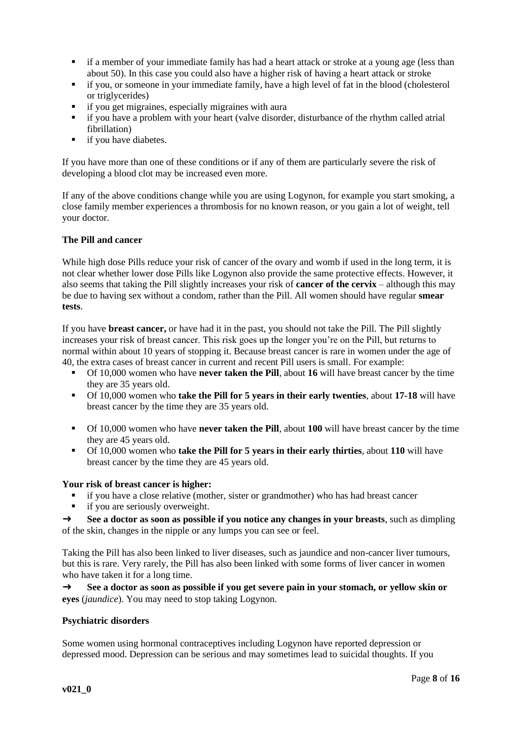- if a member of your immediate family has had a heart attack or stroke at a young age (less than about 50). In this case you could also have a higher risk of having a heart attack or stroke
- if you, or someone in your immediate family, have a high level of fat in the blood (cholesterol or triglycerides)
- if you get migraines, especially migraines with aura
- if you have a problem with your heart (valve disorder, disturbance of the rhythm called atrial fibrillation)
- if you have diabetes.

If you have more than one of these conditions or if any of them are particularly severe the risk of developing a blood clot may be increased even more.

If any of the above conditions change while you are using Logynon, for example you start smoking, a close family member experiences a thrombosis for no known reason, or you gain a lot of weight, tell your doctor.

**The Pill and cancer**

While high dose Pills reduce your risk of cancer of the ovary and womb if used in the long term, it is not clear whether lower dose Pills like Logynon also provide the same protective effects. However, it also seems that taking the Pill slightly increases your risk of **cancer of the cervix** – although this may be due to having sex without a condom, rather than the Pill. All women should have regular **smear tests**.

If you have **breast cancer,** or have had it in the past, you should not take the Pill. The Pill slightly increases your risk of breast cancer. This risk goes up the longer you're on the Pill, but returns to normal within about 10 years of stopping it. Because breast cancer is rare in women under the age of 40, the extra cases of breast cancer in current and recent Pill users is small. For example:

- Of 10,000 women who have **never taken the Pill**, about **16** will have breast cancer by the time they are 35 years old.
- Of 10,000 women who **take the Pill for 5 years in their early twenties**, about **17-18** will have breast cancer by the time they are 35 years old.

- Of 10,000 women who have **never taken the Pill**, about **100** will have breast cancer by the time they are 45 years old.
- Of 10,000 women who **take the Pill for 5 years in their early thirties**, about **110** will have breast cancer by the time they are 45 years old.

**Your risk of breast cancer is higher:**

- if you have a close relative (mother, sister or grandmother) who has had breast cancer
- if you are seriously overweight.

➜ **See a doctor as soon as possible if you notice any changes in your breasts**, such as dimpling of the skin, changes in the nipple or any lumps you can see or feel.

Taking the Pill has also been linked to liver diseases, such as jaundice and non-cancer liver tumours, but this is rare. Very rarely, the Pill has also been linked with some forms of liver cancer in women who have taken it for a long time.

➜ **See a doctor as soon as possible if you get severe pain in your stomach, or yellow skin or eyes** (*jaundice*). You may need to stop taking Logynon.

**Psychiatric disorders**

Some women using hormonal contraceptives including Logynon have reported depression or depressed mood. Depression can be serious and may sometimes lead to suicidal thoughts. If you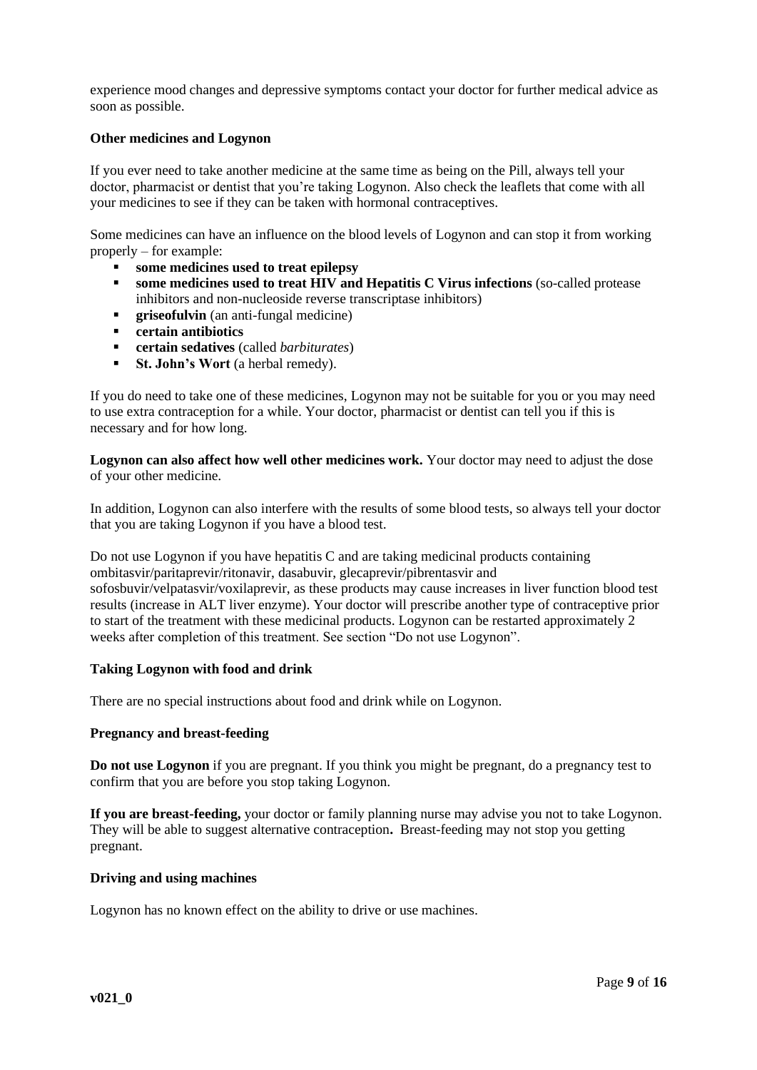experience mood changes and depressive symptoms contact your doctor for further medical advice as soon as possible.

**Other medicines and Logynon**

If you ever need to take another medicine at the same time as being on the Pill, always tell your doctor, pharmacist or dentist that you're taking Logynon. Also check the leaflets that come with all your medicines to see if they can be taken with hormonal contraceptives.

Some medicines can have an influence on the blood levels of Logynon and can stop it from working properly – for example:

- **some medicines used to treat epilepsy**
- **some medicines used to treat HIV and Hepatitis C Virus infections** (so-called protease inhibitors and non-nucleoside reverse transcriptase inhibitors)
- **griseofulvin** (an anti-fungal medicine)
- **certain antibiotics**
- **certain sedatives** (called *barbiturates*)
- **St. John's Wort** (a herbal remedy).

If you do need to take one of these medicines, Logynon may not be suitable for you or you may need to use extra contraception for a while. Your doctor, pharmacist or dentist can tell you if this is necessary and for how long.

**Logynon can also affect how well other medicines work.** Your doctor may need to adjust the dose of your other medicine.

In addition, Logynon can also interfere with the results of some blood tests, so always tell your doctor that you are taking Logynon if you have a blood test.

Do not use Logynon if you have hepatitis C and are taking medicinal products containing ombitasvir/paritaprevir/ritonavir, dasabuvir, glecaprevir/pibrentasvir and sofosbuvir/velpatasvir/voxilaprevir, as these products may cause increases in liver function blood test results (increase in ALT liver enzyme). Your doctor will prescribe another type of contraceptive prior to start of the treatment with these medicinal products. Logynon can be restarted approximately 2 weeks after completion of this treatment. See section "Do not use Logynon".

**Taking Logynon with food and drink**

There are no special instructions about food and drink while on Logynon.

**Pregnancy and breast-feeding**

**Do not use Logynon** if you are pregnant. If you think you might be pregnant, do a pregnancy test to confirm that you are before you stop taking Logynon.

**If you are breast-feeding,** your doctor or family planning nurse may advise you not to take Logynon. They will be able to suggest alternative contraception**.** Breast-feeding may not stop you getting pregnant.

**Driving and using machines**

Logynon has no known effect on the ability to drive or use machines.

**v021_0**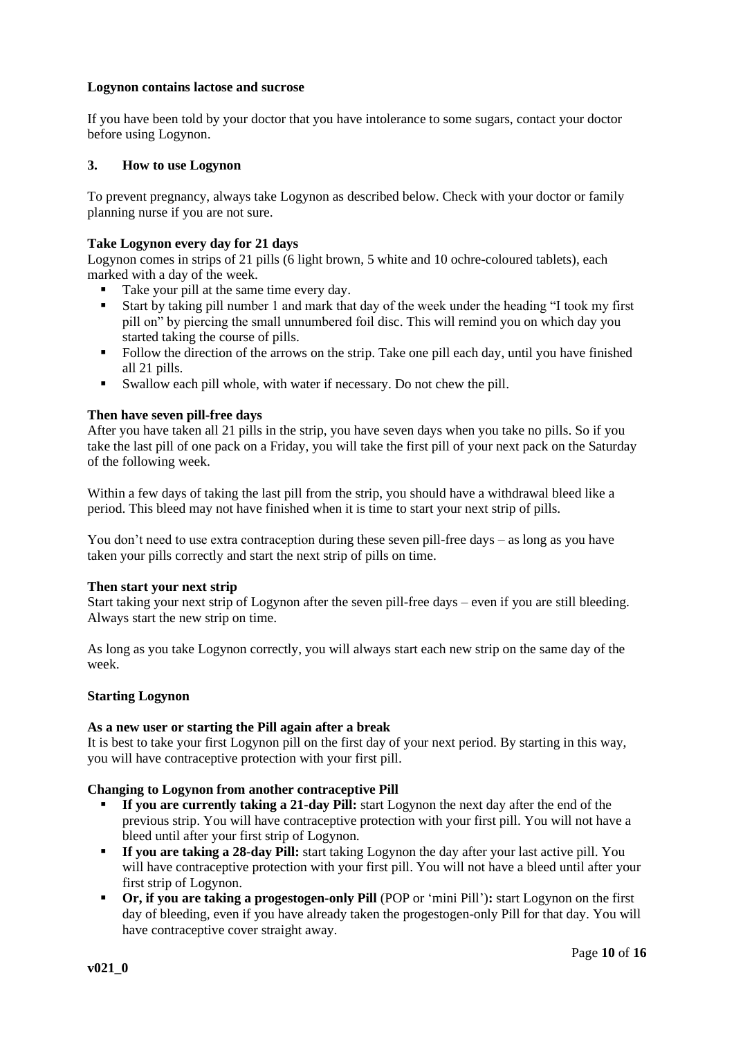**Logynon contains lactose and sucrose**

If you have been told by your doctor that you have intolerance to some sugars, contact your doctor before using Logynon.

## 3. How to use Logynon

To prevent pregnancy, always take Logynon as described below. Check with your doctor or family planning nurse if you are not sure.

**Take Logynon every day for 21 days**

Logynon comes in strips of 21 pills (6 light brown, 5 white and 10 ochre-coloured tablets), each marked with a day of the week.

- Take your pill at the same time every day.
- Start by taking pill number 1 and mark that day of the week under the heading "I took my first pill on" by piercing the small unnumbered foil disc. This will remind you on which day you started taking the course of pills.
- Follow the direction of the arrows on the strip. Take one pill each day, until you have finished all 21 pills.
- Swallow each pill whole, with water if necessary. Do not chew the pill.

**Then have seven pill-free days**

After you have taken all 21 pills in the strip, you have seven days when you take no pills. So if you take the last pill of one pack on a Friday, you will take the first pill of your next pack on the Saturday of the following week.

Within a few days of taking the last pill from the strip, you should have a withdrawal bleed like a period. This bleed may not have finished when it is time to start your next strip of pills.

You don't need to use extra contraception during these seven pill-free days – as long as you have taken your pills correctly and start the next strip of pills on time.

**Then start your next strip**

Start taking your next strip of Logynon after the seven pill-free days – even if you are still bleeding. Always start the new strip on time.

As long as you take Logynon correctly, you will always start each new strip on the same day of the week.

**Starting Logynon**

**As a new user or starting the Pill again after a break**

It is best to take your first Logynon pill on the first day of your next period. By starting in this way, you will have contraceptive protection with your first pill.

**Changing to Logynon from another contraceptive Pill**

- **If you are currently taking a 21-day Pill:** start Logynon the next day after the end of the previous strip. You will have contraceptive protection with your first pill. You will not have a bleed until after your first strip of Logynon.
- **If you are taking a 28-day Pill:** start taking Logynon the day after your last active pill. You will have contraceptive protection with your first pill. You will not have a bleed until after your first strip of Logynon.
- **Or, if you are taking a progestogen-only Pill** (POP or 'mini Pill')**:** start Logynon on the first day of bleeding, even if you have already taken the progestogen-only Pill for that day. You will have contraceptive cover straight away.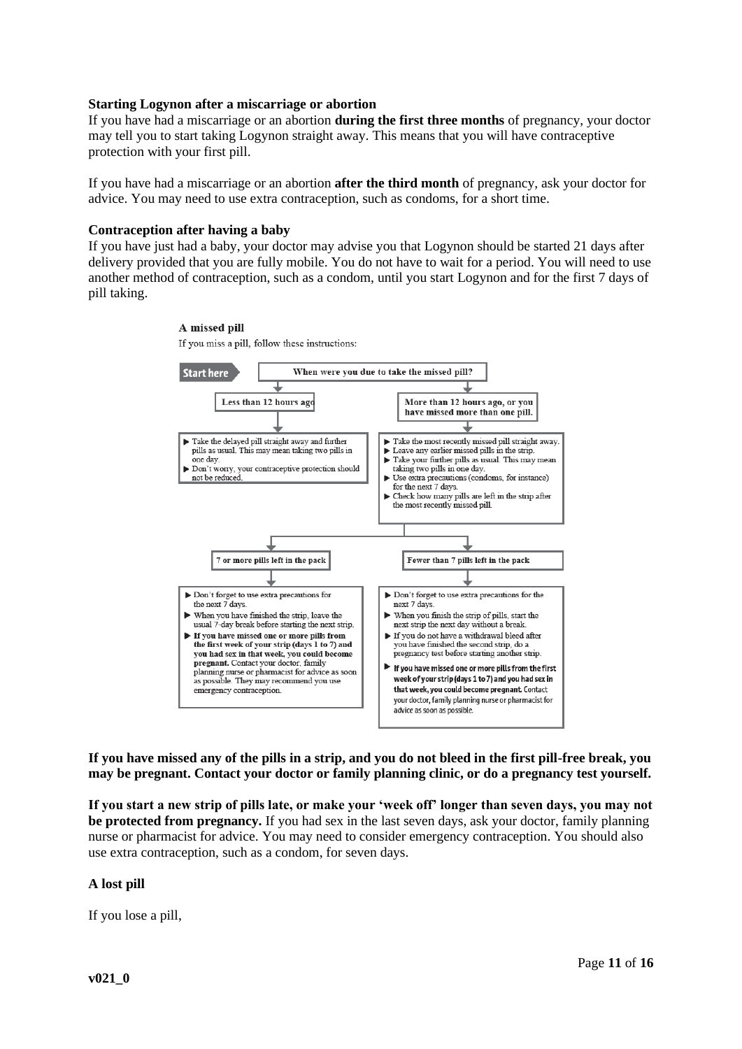**Starting Logynon after a miscarriage or abortion**

If you have had a miscarriage or an abortion **during the first three months** of pregnancy, your doctor may tell you to start taking Logynon straight away. This means that you will have contraceptive protection with your first pill.

If you have had a miscarriage or an abortion **after the third month** of pregnancy, ask your doctor for advice. You may need to use extra contraception, such as condoms, for a short time.

**Contraception after having a baby**

If you have just had a baby, your doctor may advise you that Logynon should be started 21 days after delivery provided that you are fully mobile. You do not have to wait for a period. You will need to use another method of contraception, such as a condom, until you start Logynon and for the first 7 days of pill taking.

**A missed pill**

If you miss a pill, follow these instructions:

**Start here** — **When were you due to take the missed pill?**

**Less than 12 hours ago**

- Take the delayed pill straight away and further pills as usual. This may mean taking two pills in one day.
- Don't worry, your contraceptive protection should not be reduced.

**More than 12 hours ago, or you have missed more than one pill.**

- Take the most recently missed pill straight away.
- Leave any earlier missed pills in the strip.
- Take your further pills as usual. This may mean taking two pills in one day.
- Use extra precautions (condoms, for instance) for the next 7 days.
- Check how many pills are left in the strip after the most recently missed pill.

**7 or more pills left in the pack**

- Don't forget to use extra precautions for the next 7 days.
- When you have finished the strip, leave the usual 7-day break before starting the next strip.
- **If you have missed one or more pills from the first week of your strip (days 1 to 7) and you had sex in that week, you could become pregnant.** Contact your doctor, family planning nurse or pharmacist for advice as soon as possible. They may recommend you use emergency contraception.

**Fewer than 7 pills left in the pack**

- Don't forget to use extra precautions for the next 7 days.
- When you finish the strip of pills, start the next strip the next day without a break.
- If you do not have a withdrawal bleed after you have finished the second strip, do a pregnancy test before starting another strip.
- **If you have missed one or more pills from the first week of your strip (days 1 to 7) and you had sex in that week, you could become pregnant.** Contact your doctor, family planning nurse or pharmacist for advice as soon as possible.

**If you have missed any of the pills in a strip, and you do not bleed in the first pill-free break, you may be pregnant. Contact your doctor or family planning clinic, or do a pregnancy test yourself.**

**If you start a new strip of pills late, or make your 'week off' longer than seven days, you may not be protected from pregnancy.** If you had sex in the last seven days, ask your doctor, family planning nurse or pharmacist for advice. You may need to consider emergency contraception. You should also use extra contraception, such as a condom, for seven days.

**A lost pill**

If you lose a pill,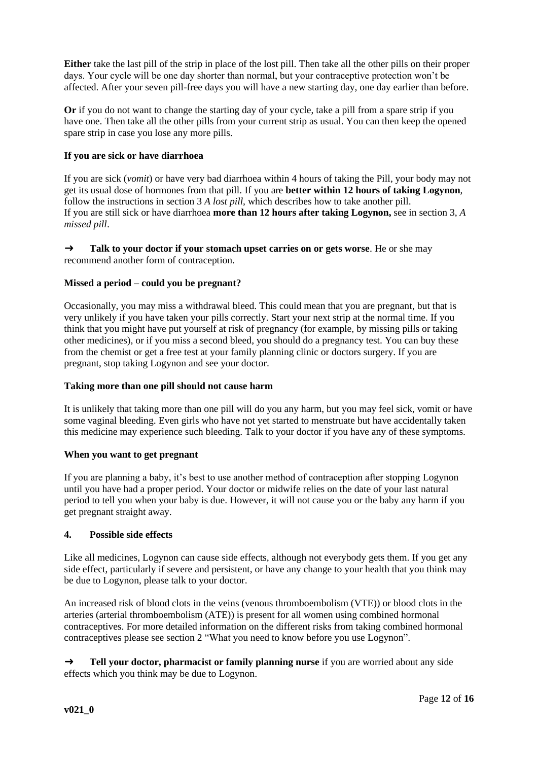**Either** take the last pill of the strip in place of the lost pill. Then take all the other pills on their proper days. Your cycle will be one day shorter than normal, but your contraceptive protection won't be affected. After your seven pill-free days you will have a new starting day, one day earlier than before.

**Or** if you do not want to change the starting day of your cycle, take a pill from a spare strip if you have one. Then take all the other pills from your current strip as usual. You can then keep the opened spare strip in case you lose any more pills.

**If you are sick or have diarrhoea**

If you are sick (*vomit*) or have very bad diarrhoea within 4 hours of taking the Pill, your body may not get its usual dose of hormones from that pill. If you are **better within 12 hours of taking Logynon**, follow the instructions in section 3 *A lost pill*, which describes how to take another pill.
If you are still sick or have diarrhoea **more than 12 hours after taking Logynon,** see in section 3, *A missed pill*.

➜ **Talk to your doctor if your stomach upset carries on or gets worse**. He or she may recommend another form of contraception.

**Missed a period – could you be pregnant?**

Occasionally, you may miss a withdrawal bleed. This could mean that you are pregnant, but that is very unlikely if you have taken your pills correctly. Start your next strip at the normal time. If you think that you might have put yourself at risk of pregnancy (for example, by missing pills or taking other medicines), or if you miss a second bleed, you should do a pregnancy test. You can buy these from the chemist or get a free test at your family planning clinic or doctors surgery. If you are pregnant, stop taking Logynon and see your doctor.

**Taking more than one pill should not cause harm**

It is unlikely that taking more than one pill will do you any harm, but you may feel sick, vomit or have some vaginal bleeding. Even girls who have not yet started to menstruate but have accidentally taken this medicine may experience such bleeding. Talk to your doctor if you have any of these symptoms.

**When you want to get pregnant**

If you are planning a baby, it's best to use another method of contraception after stopping Logynon until you have had a proper period. Your doctor or midwife relies on the date of your last natural period to tell you when your baby is due. However, it will not cause you or the baby any harm if you get pregnant straight away.

## 4. Possible side effects

Like all medicines, Logynon can cause side effects, although not everybody gets them. If you get any side effect, particularly if severe and persistent, or have any change to your health that you think may be due to Logynon, please talk to your doctor.

An increased risk of blood clots in the veins (venous thromboembolism (VTE)) or blood clots in the arteries (arterial thromboembolism (ATE)) is present for all women using combined hormonal contraceptives. For more detailed information on the different risks from taking combined hormonal contraceptives please see section 2 "What you need to know before you use Logynon".

➜ **Tell your doctor, pharmacist or family planning nurse** if you are worried about any side effects which you think may be due to Logynon.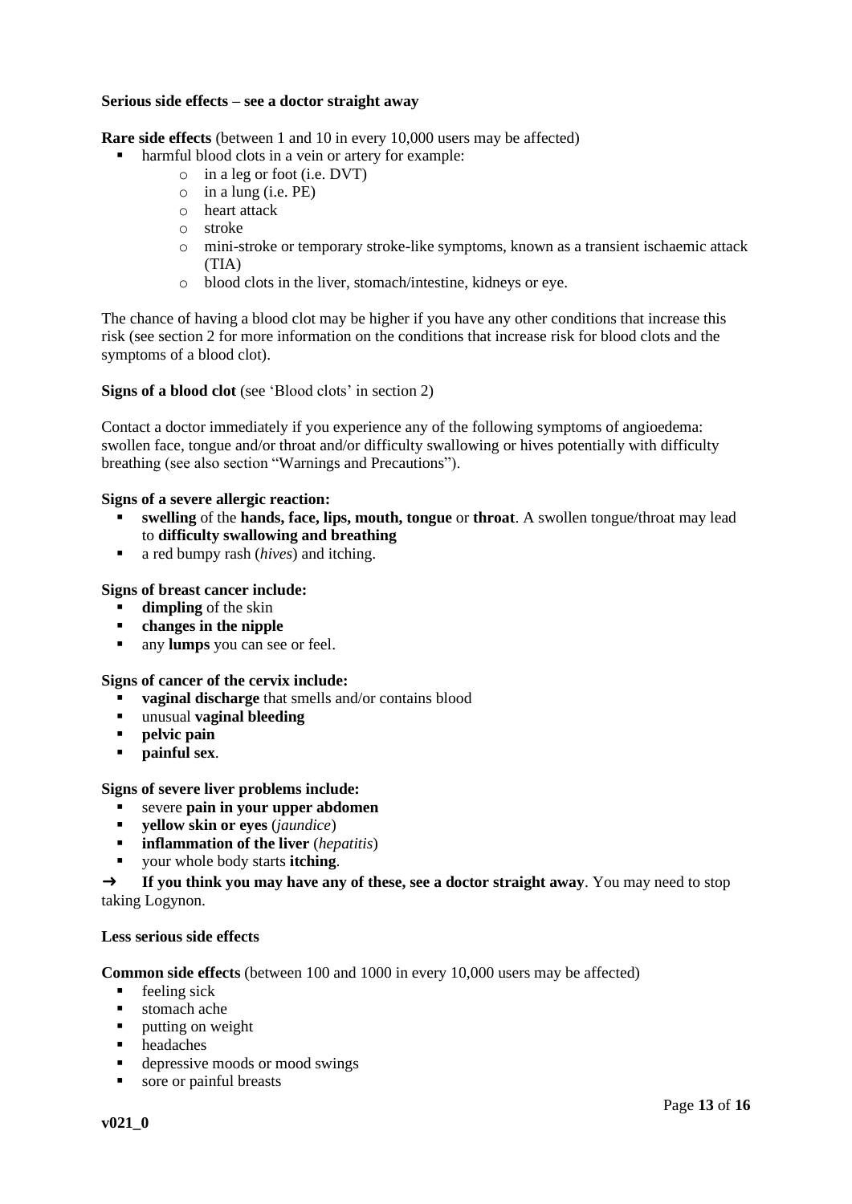**Serious side effects – see a doctor straight away**

**Rare side effects** (between 1 and 10 in every 10,000 users may be affected)

- harmful blood clots in a vein or artery for example:
  - in a leg or foot (i.e. DVT)
  - in a lung (i.e. PE)
  - heart attack
  - stroke
  - mini-stroke or temporary stroke-like symptoms, known as a transient ischaemic attack (TIA)
  - blood clots in the liver, stomach/intestine, kidneys or eye.

The chance of having a blood clot may be higher if you have any other conditions that increase this risk (see section 2 for more information on the conditions that increase risk for blood clots and the symptoms of a blood clot).

**Signs of a blood clot** (see 'Blood clots' in section 2)

Contact a doctor immediately if you experience any of the following symptoms of angioedema: swollen face, tongue and/or throat and/or difficulty swallowing or hives potentially with difficulty breathing (see also section "Warnings and Precautions").

**Signs of a severe allergic reaction:**

- **swelling** of the **hands, face, lips, mouth, tongue** or **throat**. A swollen tongue/throat may lead to **difficulty swallowing and breathing**
- a red bumpy rash (*hives*) and itching.

**Signs of breast cancer include:**

- **dimpling** of the skin
- **changes in the nipple**
- any **lumps** you can see or feel.

**Signs of cancer of the cervix include:**

- **vaginal discharge** that smells and/or contains blood
- unusual **vaginal bleeding**
- **pelvic pain**
- **painful sex**.

**Signs of severe liver problems include:**

- severe **pain in your upper abdomen**
- **yellow skin or eyes** (*jaundice*)
- **inflammation of the liver** (*hepatitis*)
- your whole body starts **itching**.

➜ **If you think you may have any of these, see a doctor straight away**. You may need to stop taking Logynon.

**Less serious side effects**

**Common side effects** (between 100 and 1000 in every 10,000 users may be affected)

- feeling sick
- stomach ache
- putting on weight
- headaches
- depressive moods or mood swings
- sore or painful breasts

**v021_0**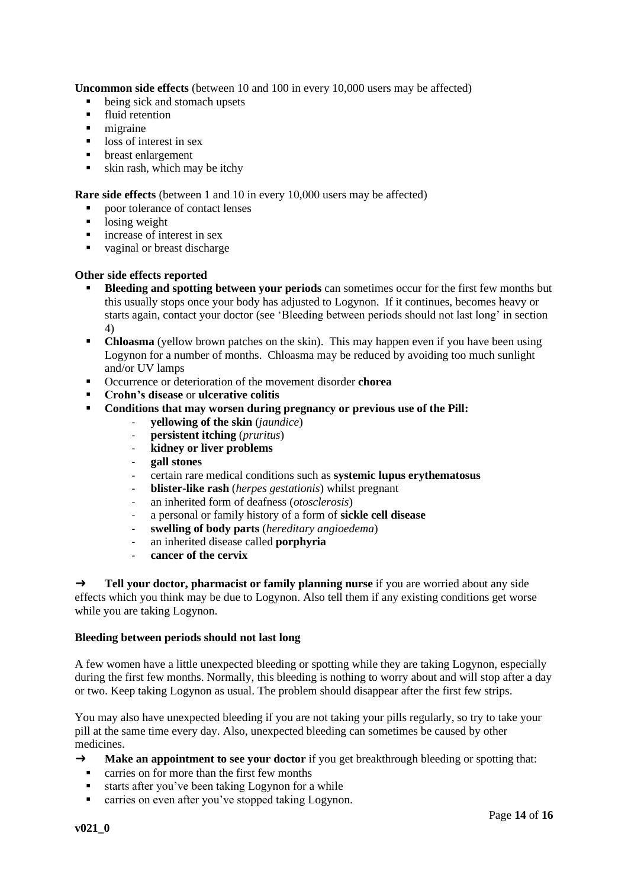**Uncommon side effects** (between 10 and 100 in every 10,000 users may be affected)

- being sick and stomach upsets
- fluid retention
- migraine
- loss of interest in sex
- breast enlargement
- skin rash, which may be itchy

**Rare side effects** (between 1 and 10 in every 10,000 users may be affected)

- poor tolerance of contact lenses
- losing weight
- increase of interest in sex
- vaginal or breast discharge

**Other side effects reported**

- **Bleeding and spotting between your periods** can sometimes occur for the first few months but this usually stops once your body has adjusted to Logynon. If it continues, becomes heavy or starts again, contact your doctor (see 'Bleeding between periods should not last long' in section 4)
- **Chloasma** (yellow brown patches on the skin). This may happen even if you have been using Logynon for a number of months. Chloasma may be reduced by avoiding too much sunlight and/or UV lamps
- Occurrence or deterioration of the movement disorder **chorea**
- **Crohn's disease** or **ulcerative colitis**
- **Conditions that may worsen during pregnancy or previous use of the Pill:**
  - **yellowing of the skin** (*jaundice*)
  - **persistent itching** (*pruritus*)
  - **kidney or liver problems**
  - **gall stones**
  - certain rare medical conditions such as **systemic lupus erythematosus**
  - **blister-like rash** (*herpes gestationis*) whilst pregnant
  - an inherited form of deafness (*otosclerosis*)
  - a personal or family history of a form of **sickle cell disease**
  - **swelling of body parts** (*hereditary angioedema*)
  - an inherited disease called **porphyria**
  - **cancer of the cervix**

➜ **Tell your doctor, pharmacist or family planning nurse** if you are worried about any side effects which you think may be due to Logynon. Also tell them if any existing conditions get worse while you are taking Logynon.

**Bleeding between periods should not last long**

A few women have a little unexpected bleeding or spotting while they are taking Logynon, especially during the first few months. Normally, this bleeding is nothing to worry about and will stop after a day or two. Keep taking Logynon as usual. The problem should disappear after the first few strips.

You may also have unexpected bleeding if you are not taking your pills regularly, so try to take your pill at the same time every day. Also, unexpected bleeding can sometimes be caused by other medicines.

➜ **Make an appointment to see your doctor** if you get breakthrough bleeding or spotting that:

- carries on for more than the first few months
- starts after you've been taking Logynon for a while
- carries on even after you've stopped taking Logynon.

**v021_0**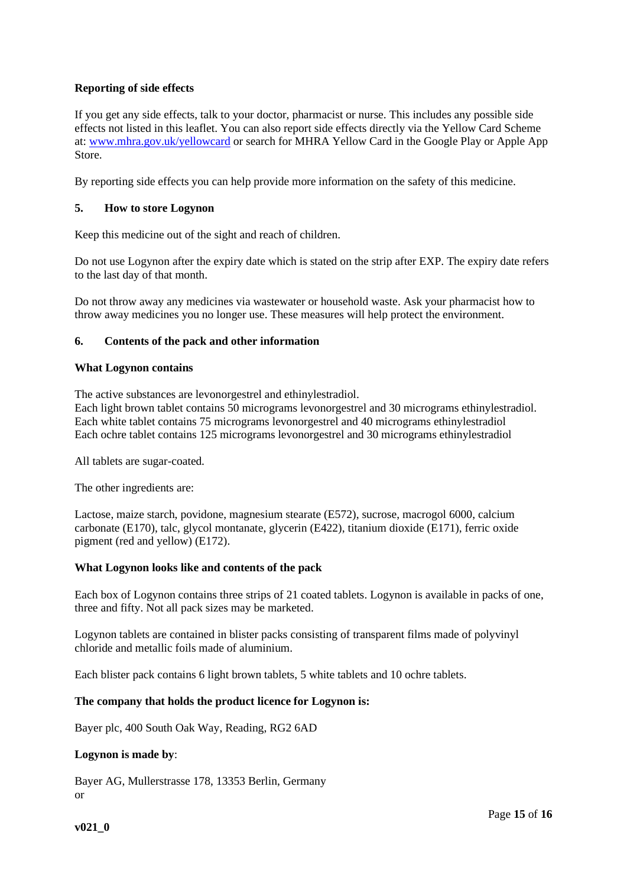**Reporting of side effects**

If you get any side effects, talk to your doctor, pharmacist or nurse. This includes any possible side effects not listed in this leaflet. You can also report side effects directly via the Yellow Card Scheme at: www.mhra.gov.uk/yellowcard or search for MHRA Yellow Card in the Google Play or Apple App Store.

By reporting side effects you can help provide more information on the safety of this medicine.

## 5. How to store Logynon

Keep this medicine out of the sight and reach of children.

Do not use Logynon after the expiry date which is stated on the strip after EXP. The expiry date refers to the last day of that month.

Do not throw away any medicines via wastewater or household waste. Ask your pharmacist how to throw away medicines you no longer use. These measures will help protect the environment.

## 6. Contents of the pack and other information

**What Logynon contains**

The active substances are levonorgestrel and ethinylestradiol.
Each light brown tablet contains 50 micrograms levonorgestrel and 30 micrograms ethinylestradiol.
Each white tablet contains 75 micrograms levonorgestrel and 40 micrograms ethinylestradiol
Each ochre tablet contains 125 micrograms levonorgestrel and 30 micrograms ethinylestradiol

All tablets are sugar-coated.

The other ingredients are:

Lactose, maize starch, povidone, magnesium stearate (E572), sucrose, macrogol 6000, calcium carbonate (E170), talc, glycol montanate, glycerin (E422), titanium dioxide (E171), ferric oxide pigment (red and yellow) (E172).

**What Logynon looks like and contents of the pack**

Each box of Logynon contains three strips of 21 coated tablets. Logynon is available in packs of one, three and fifty. Not all pack sizes may be marketed.

Logynon tablets are contained in blister packs consisting of transparent films made of polyvinyl chloride and metallic foils made of aluminium.

Each blister pack contains 6 light brown tablets, 5 white tablets and 10 ochre tablets.

**The company that holds the product licence for Logynon is:**

Bayer plc, 400 South Oak Way, Reading, RG2 6AD

**Logynon is made by**:

Bayer AG, Mullerstrasse 178, 13353 Berlin, Germany
or

**v021_0**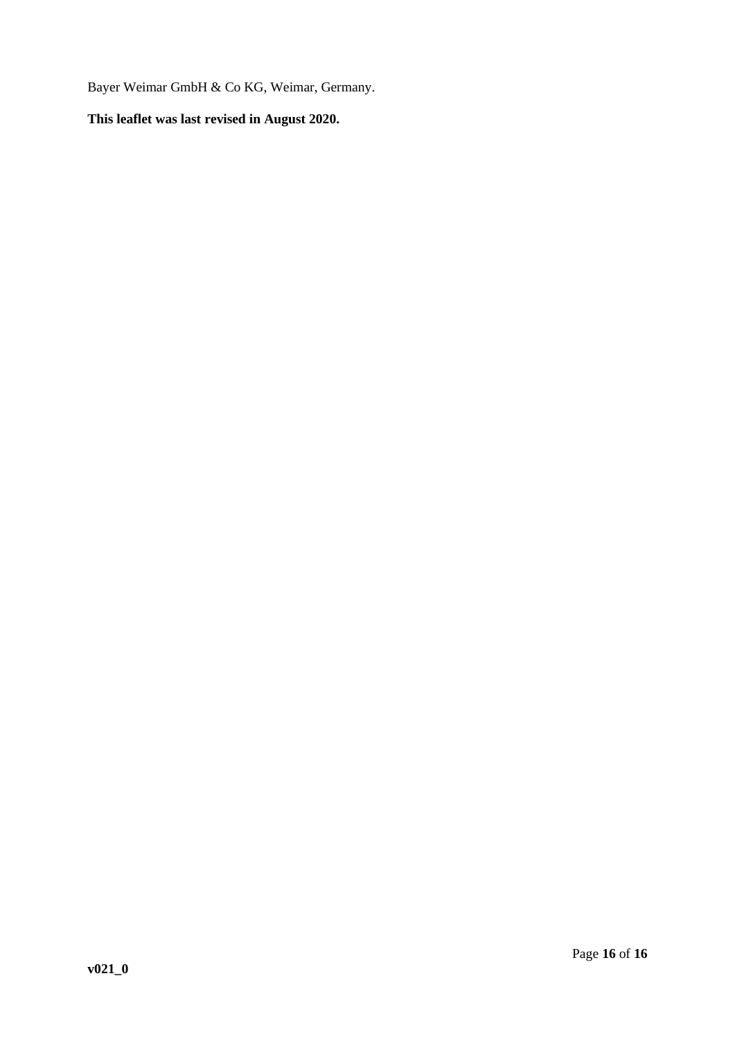Bayer Weimar GmbH & Co KG, Weimar, Germany.

**This leaflet was last revised in August 2020.**

**v021_0**